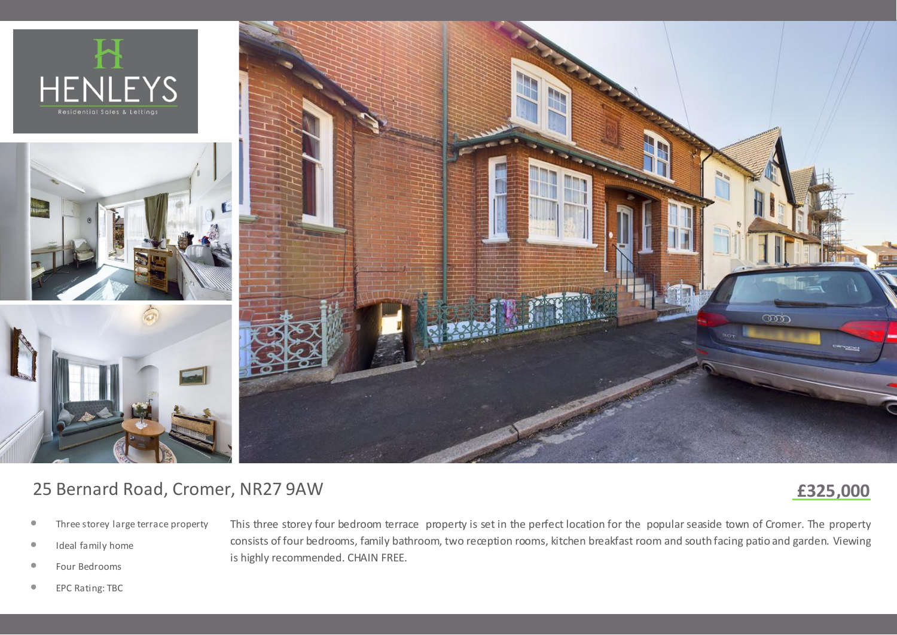HENLEYS

Residential Sales & Lettings

# 25 Bernard Road, Cromer, NR27 9AW

**£325,000**

- Three storey large terrace property
- Ideal family home
- Four Bedrooms
- EPC Rating: TBC

This three storey four bedroom terrace property is set in the perfect location for the popular seaside town of Cromer. The property consists of four bedrooms, family bathroom, two reception rooms, kitchen breakfast room and south facing patio and garden. Viewing is highly recommended. CHAIN FREE.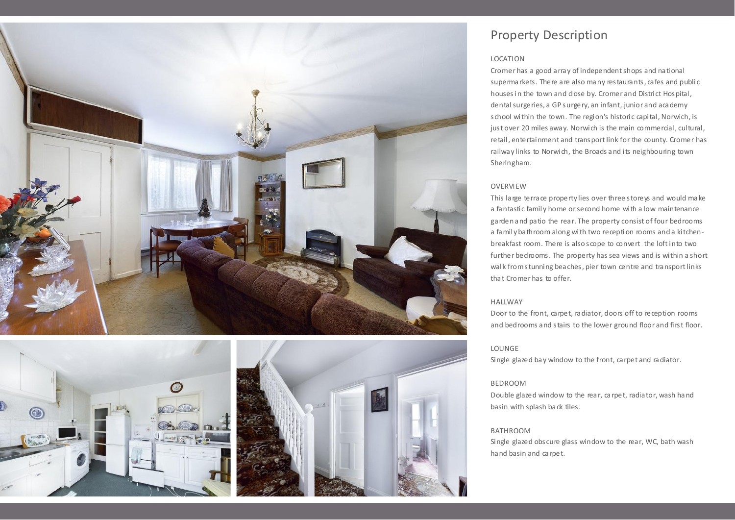# Property Description

## LOCATION

Cromer has a good array of independent shops and national supermarkets. There are also many restaurants, cafes and public houses in the town and close by. Cromer and District Hospital, dental surgeries, a GP surgery, an infant, junior and academy school within the town. The region's historic capital, Norwich, is just over 20 miles away. Norwich is the main commercial, cultural, retail, entertainment and transport link for the county. Cromer has railway links to Norwich, the Broads and its neighbouring town Sheringham.

## OVERVIEW

This large terrace property lies over three storeys and would make a fantastic family home or second home with a low maintenance garden and patio the rear. The property consist of four bedrooms a family bathroom along with two reception rooms and a kitchen-breakfast room. There is also scope to convert the loft into two further bedrooms. The property has sea views and is within a short walk from stunning beaches, pier town centre and transport links that Cromer has to offer.

## HALLWAY

Door to the front, carpet, radiator, doors off to reception rooms and bedrooms and stairs to the lower ground floor and first floor.

## LOUNGE

Single glazed bay window to the front, carpet and radiator.

## BEDROOM

Double glazed window to the rear, carpet, radiator, wash hand basin with splash back tiles.

## BATHROOM

Single glazed obscure glass window to the rear, WC, bath wash hand basin and carpet.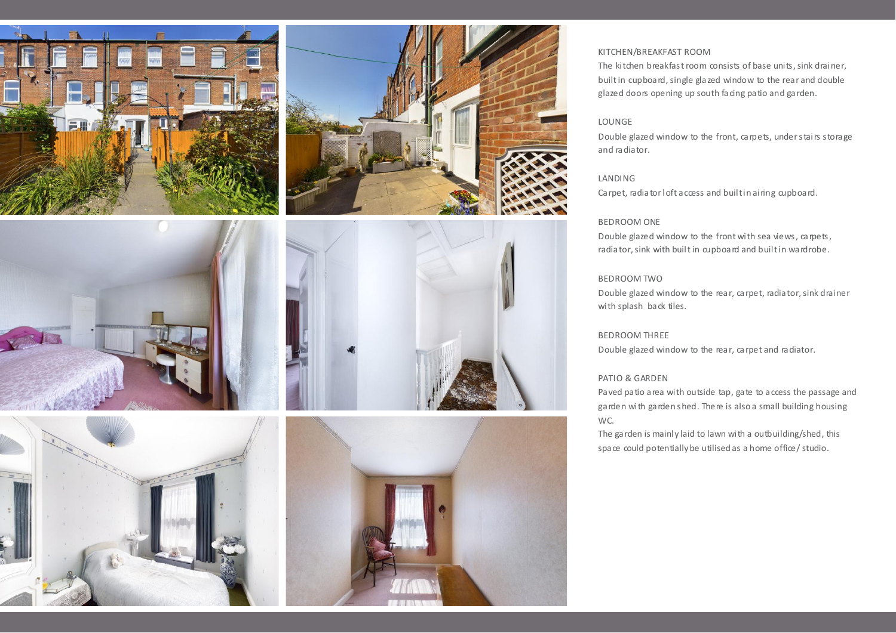KITCHEN/BREAKFAST ROOM

The kitchen breakfast room consists of base units, sink drainer, built in cupboard, single glazed window to the rear and double glazed doors opening up south facing patio and garden.

LOUNGE

Double glazed window to the front, carpets, under stairs storage and radiator.

LANDING

Carpet, radiator loft access and built in airing cupboard.

BEDROOM ONE

Double glazed window to the front with sea views, carpets, radiator, sink with built in cupboard and built in wardrobe.

BEDROOM TWO

Double glazed window to the rear, carpet, radiator, sink drainer with splash back tiles.

BEDROOM THREE

Double glazed window to the rear, carpet and radiator.

PATIO & GARDEN

Paved patio area with outside tap, gate to access the passage and garden with garden shed. There is also a small building housing WC.

The garden is mainly laid to lawn with a outbuilding/shed, this space could potentially be utilised as a home office/ studio.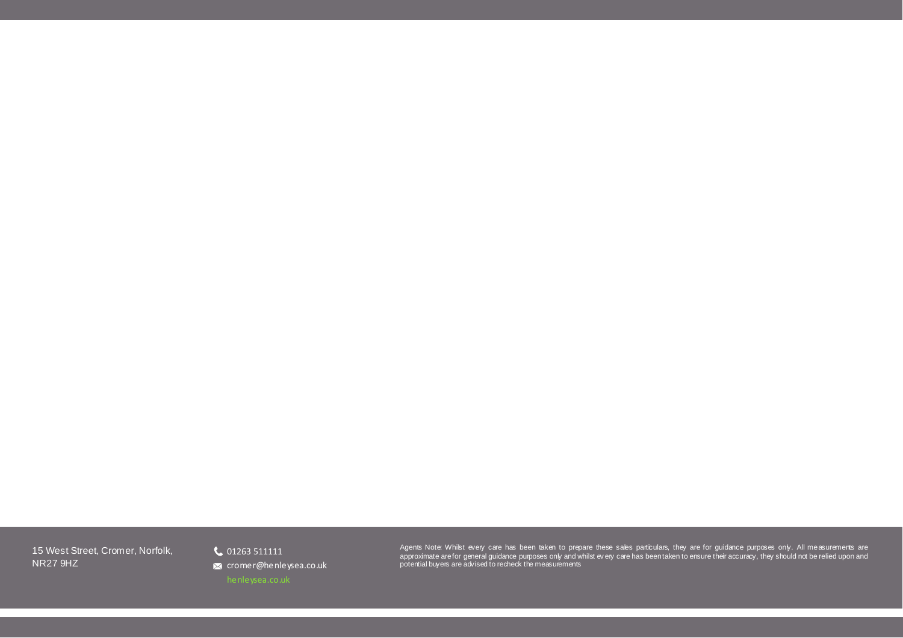15 West Street, Cromer, Norfolk, NR27 9HZ

01263 511111

cromer@henleysea.co.uk

henleysea.co.uk

Agents Note: Whilst every care has been taken to prepare these sales particulars, they are for guidance purposes only. All measurements are approximate are for general guidance purposes only and whilst every care has been taken to ensure their accuracy, they should not be relied upon and potential buyers are advised to recheck the measurements